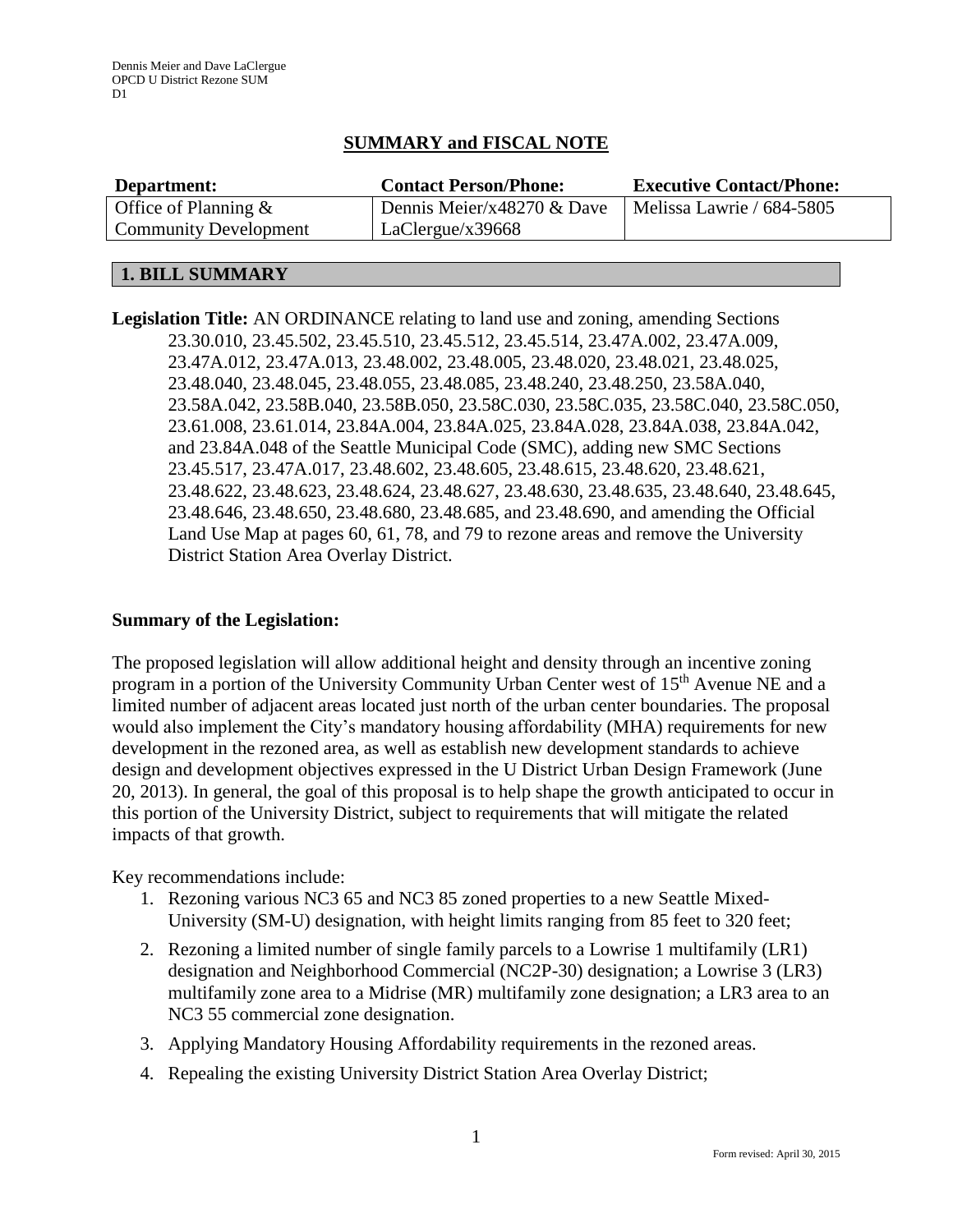Dennis Meier and Dave LaClergue
OPCD U District Rezone SUM
D1

## SUMMARY and FISCAL NOTE

| Department: | Contact Person/Phone: | Executive Contact/Phone: |
|---|---|---|
| Office of Planning & Community Development | Dennis Meier/x48270 & Dave LaClergue/x39668 | Melissa Lawrie / 684-5805 |

### 1. BILL SUMMARY

**Legislation Title:** AN ORDINANCE relating to land use and zoning, amending Sections 23.30.010, 23.45.502, 23.45.510, 23.45.512, 23.45.514, 23.47A.002, 23.47A.009, 23.47A.012, 23.47A.013, 23.48.002, 23.48.005, 23.48.020, 23.48.021, 23.48.025, 23.48.040, 23.48.045, 23.48.055, 23.48.085, 23.48.240, 23.48.250, 23.58A.040, 23.58A.042, 23.58B.040, 23.58B.050, 23.58C.030, 23.58C.035, 23.58C.040, 23.58C.050, 23.61.008, 23.61.014, 23.84A.004, 23.84A.025, 23.84A.028, 23.84A.038, 23.84A.042, and 23.84A.048 of the Seattle Municipal Code (SMC), adding new SMC Sections 23.45.517, 23.47A.017, 23.48.602, 23.48.605, 23.48.615, 23.48.620, 23.48.621, 23.48.622, 23.48.623, 23.48.624, 23.48.627, 23.48.630, 23.48.635, 23.48.640, 23.48.645, 23.48.646, 23.48.650, 23.48.680, 23.48.685, and 23.48.690, and amending the Official Land Use Map at pages 60, 61, 78, and 79 to rezone areas and remove the University District Station Area Overlay District.

**Summary of the Legislation:**

The proposed legislation will allow additional height and density through an incentive zoning program in a portion of the University Community Urban Center west of 15th Avenue NE and a limited number of adjacent areas located just north of the urban center boundaries. The proposal would also implement the City's mandatory housing affordability (MHA) requirements for new development in the rezoned area, as well as establish new development standards to achieve design and development objectives expressed in the U District Urban Design Framework (June 20, 2013). In general, the goal of this proposal is to help shape the growth anticipated to occur in this portion of the University District, subject to requirements that will mitigate the related impacts of that growth.

Key recommendations include:

1. Rezoning various NC3 65 and NC3 85 zoned properties to a new Seattle Mixed-University (SM-U) designation, with height limits ranging from 85 feet to 320 feet;
2. Rezoning a limited number of single family parcels to a Lowrise 1 multifamily (LR1) designation and Neighborhood Commercial (NC2P-30) designation; a Lowrise 3 (LR3) multifamily zone area to a Midrise (MR) multifamily zone designation; a LR3 area to an NC3 55 commercial zone designation.
3. Applying Mandatory Housing Affordability requirements in the rezoned areas.
4. Repealing the existing University District Station Area Overlay District;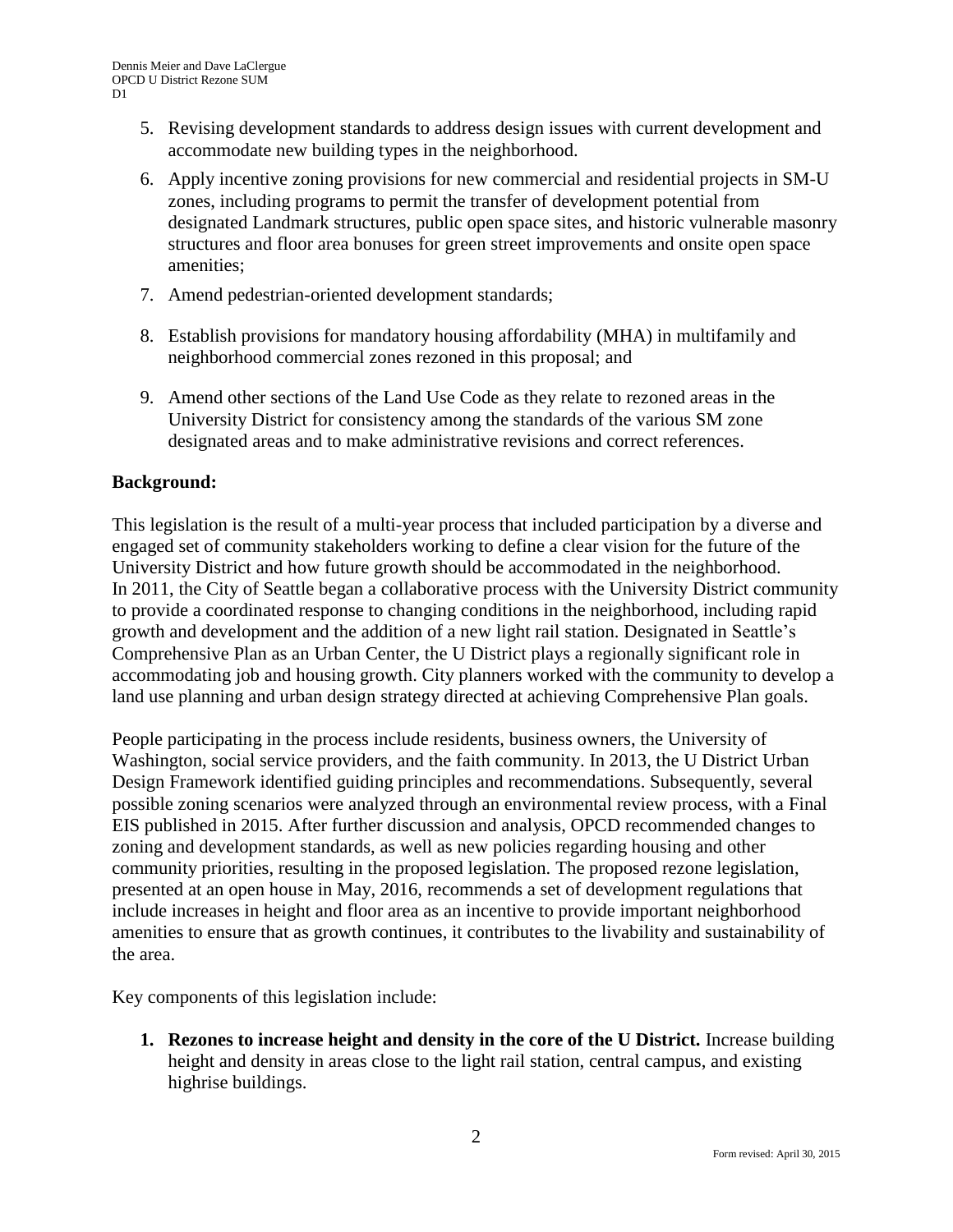5. Revising development standards to address design issues with current development and accommodate new building types in the neighborhood.
6. Apply incentive zoning provisions for new commercial and residential projects in SM-U zones, including programs to permit the transfer of development potential from designated Landmark structures, public open space sites, and historic vulnerable masonry structures and floor area bonuses for green street improvements and onsite open space amenities;
7. Amend pedestrian-oriented development standards;
8. Establish provisions for mandatory housing affordability (MHA) in multifamily and neighborhood commercial zones rezoned in this proposal; and
9. Amend other sections of the Land Use Code as they relate to rezoned areas in the University District for consistency among the standards of the various SM zone designated areas and to make administrative revisions and correct references.

**Background:**

This legislation is the result of a multi-year process that included participation by a diverse and engaged set of community stakeholders working to define a clear vision for the future of the University District and how future growth should be accommodated in the neighborhood. In 2011, the City of Seattle began a collaborative process with the University District community to provide a coordinated response to changing conditions in the neighborhood, including rapid growth and development and the addition of a new light rail station. Designated in Seattle's Comprehensive Plan as an Urban Center, the U District plays a regionally significant role in accommodating job and housing growth. City planners worked with the community to develop a land use planning and urban design strategy directed at achieving Comprehensive Plan goals.

People participating in the process include residents, business owners, the University of Washington, social service providers, and the faith community. In 2013, the U District Urban Design Framework identified guiding principles and recommendations. Subsequently, several possible zoning scenarios were analyzed through an environmental review process, with a Final EIS published in 2015. After further discussion and analysis, OPCD recommended changes to zoning and development standards, as well as new policies regarding housing and other community priorities, resulting in the proposed legislation. The proposed rezone legislation, presented at an open house in May, 2016, recommends a set of development regulations that include increases in height and floor area as an incentive to provide important neighborhood amenities to ensure that as growth continues, it contributes to the livability and sustainability of the area.

Key components of this legislation include:

1. **Rezones to increase height and density in the core of the U District.** Increase building height and density in areas close to the light rail station, central campus, and existing highrise buildings.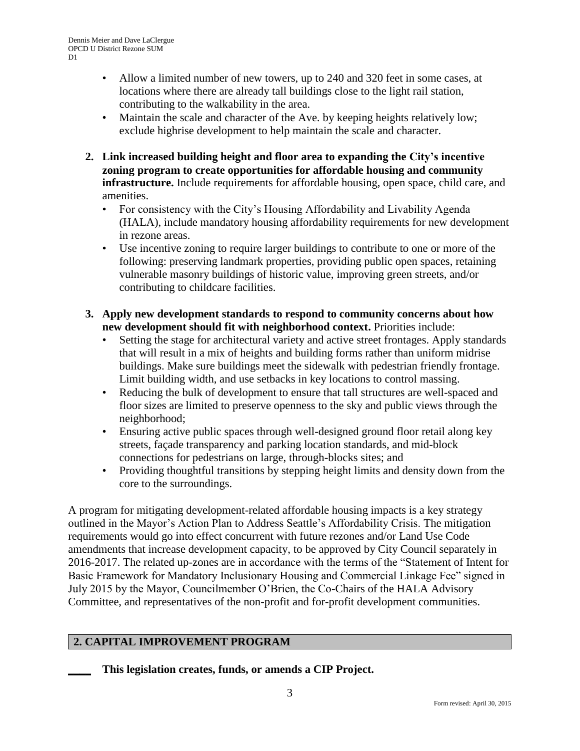- Allow a limited number of new towers, up to 240 and 320 feet in some cases, at locations where there are already tall buildings close to the light rail station, contributing to the walkability in the area.
- Maintain the scale and character of the Ave. by keeping heights relatively low; exclude highrise development to help maintain the scale and character.

2. **Link increased building height and floor area to expanding the City's incentive zoning program to create opportunities for affordable housing and community infrastructure.** Include requirements for affordable housing, open space, child care, and amenities.
   - For consistency with the City's Housing Affordability and Livability Agenda (HALA), include mandatory housing affordability requirements for new development in rezone areas.
   - Use incentive zoning to require larger buildings to contribute to one or more of the following: preserving landmark properties, providing public open spaces, retaining vulnerable masonry buildings of historic value, improving green streets, and/or contributing to childcare facilities.

3. **Apply new development standards to respond to community concerns about how new development should fit with neighborhood context.** Priorities include:
   - Setting the stage for architectural variety and active street frontages. Apply standards that will result in a mix of heights and building forms rather than uniform midrise buildings. Make sure buildings meet the sidewalk with pedestrian friendly frontage. Limit building width, and use setbacks in key locations to control massing.
   - Reducing the bulk of development to ensure that tall structures are well-spaced and floor sizes are limited to preserve openness to the sky and public views through the neighborhood;
   - Ensuring active public spaces through well-designed ground floor retail along key streets, façade transparency and parking location standards, and mid-block connections for pedestrians on large, through-blocks sites; and
   - Providing thoughtful transitions by stepping height limits and density down from the core to the surroundings.

A program for mitigating development-related affordable housing impacts is a key strategy outlined in the Mayor's Action Plan to Address Seattle's Affordability Crisis. The mitigation requirements would go into effect concurrent with future rezones and/or Land Use Code amendments that increase development capacity, to be approved by City Council separately in 2016-2017. The related up-zones are in accordance with the terms of the "Statement of Intent for Basic Framework for Mandatory Inclusionary Housing and Commercial Linkage Fee" signed in July 2015 by the Mayor, Councilmember O'Brien, the Co-Chairs of the HALA Advisory Committee, and representatives of the non-profit and for-profit development communities.

## 2. CAPITAL IMPROVEMENT PROGRAM

____ **This legislation creates, funds, or amends a CIP Project.**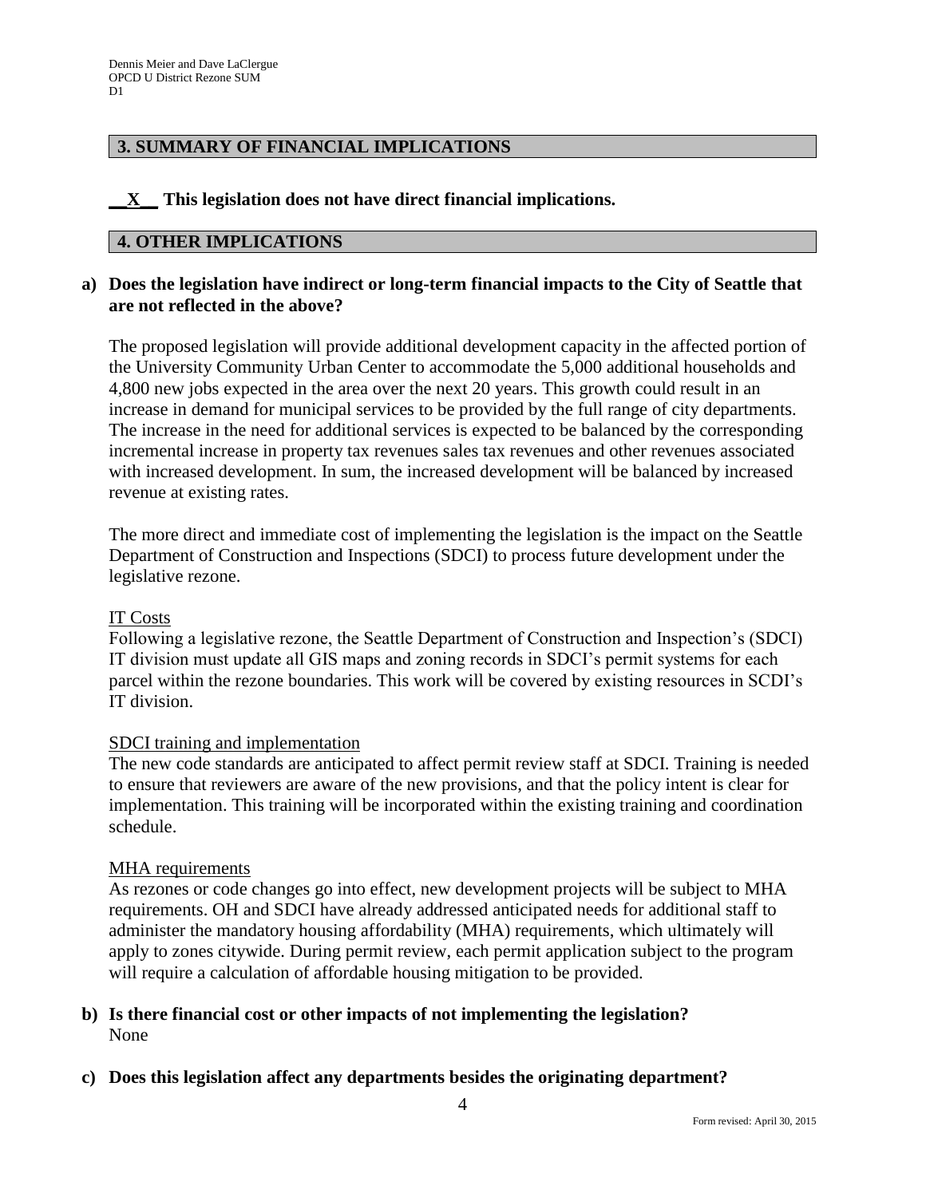## 3. SUMMARY OF FINANCIAL IMPLICATIONS

**\_\_X\_\_ This legislation does not have direct financial implications.**

## 4. OTHER IMPLICATIONS

**a) Does the legislation have indirect or long-term financial impacts to the City of Seattle that are not reflected in the above?**

The proposed legislation will provide additional development capacity in the affected portion of the University Community Urban Center to accommodate the 5,000 additional households and 4,800 new jobs expected in the area over the next 20 years. This growth could result in an increase in demand for municipal services to be provided by the full range of city departments. The increase in the need for additional services is expected to be balanced by the corresponding incremental increase in property tax revenues sales tax revenues and other revenues associated with increased development. In sum, the increased development will be balanced by increased revenue at existing rates.

The more direct and immediate cost of implementing the legislation is the impact on the Seattle Department of Construction and Inspections (SDCI) to process future development under the legislative rezone.

<u>IT Costs</u>
Following a legislative rezone, the Seattle Department of Construction and Inspection's (SDCI) IT division must update all GIS maps and zoning records in SDCI's permit systems for each parcel within the rezone boundaries. This work will be covered by existing resources in SCDI's IT division.

<u>SDCI training and implementation</u>
The new code standards are anticipated to affect permit review staff at SDCI. Training is needed to ensure that reviewers are aware of the new provisions, and that the policy intent is clear for implementation. This training will be incorporated within the existing training and coordination schedule.

<u>MHA requirements</u>
As rezones or code changes go into effect, new development projects will be subject to MHA requirements. OH and SDCI have already addressed anticipated needs for additional staff to administer the mandatory housing affordability (MHA) requirements, which ultimately will apply to zones citywide. During permit review, each permit application subject to the program will require a calculation of affordable housing mitigation to be provided.

**b) Is there financial cost or other impacts of not implementing the legislation?**
None

**c) Does this legislation affect any departments besides the originating department?**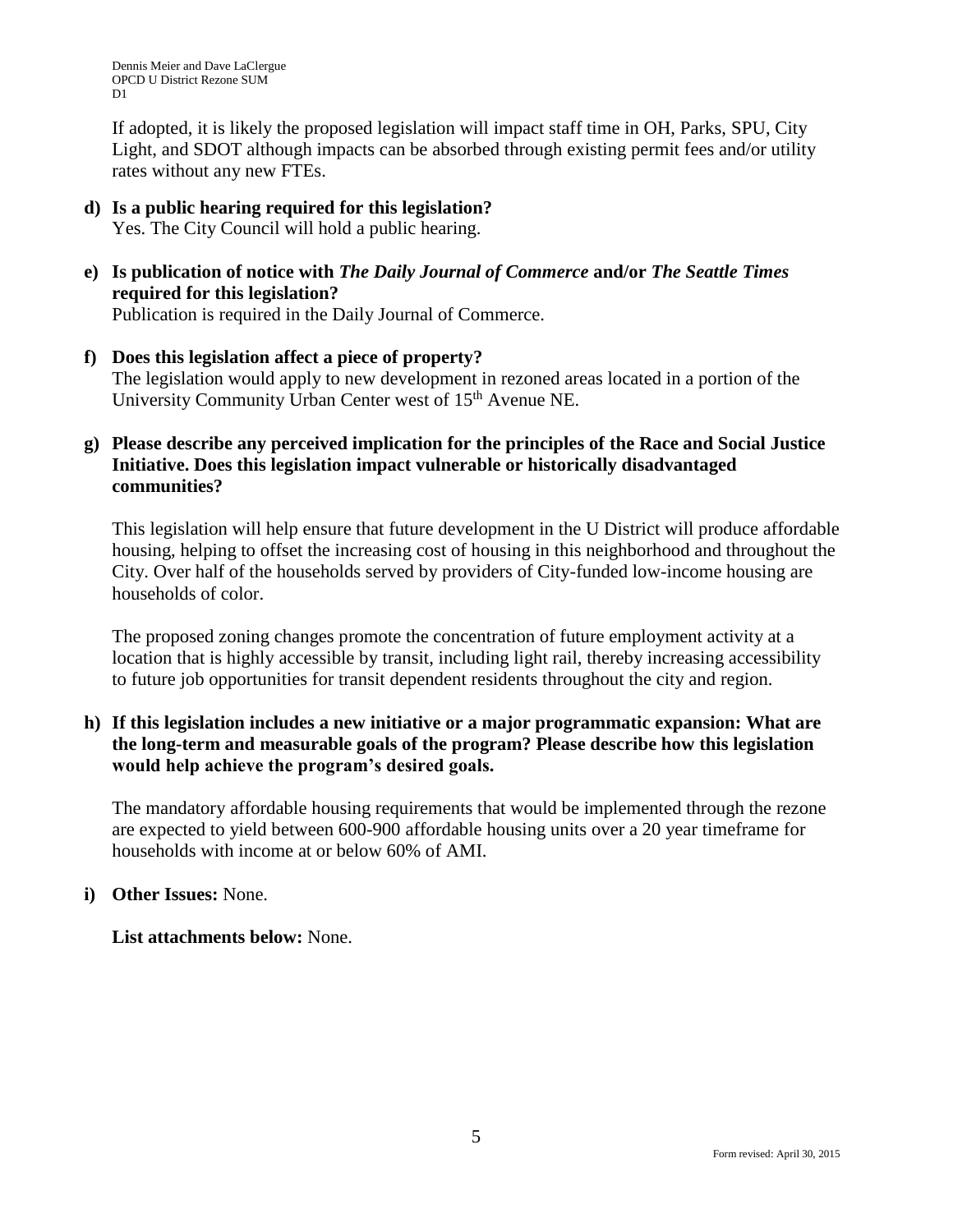If adopted, it is likely the proposed legislation will impact staff time in OH, Parks, SPU, City Light, and SDOT although impacts can be absorbed through existing permit fees and/or utility rates without any new FTEs.

**d) Is a public hearing required for this legislation?**
Yes. The City Council will hold a public hearing.

**e) Is publication of notice with *The Daily Journal of Commerce* and/or *The Seattle Times* required for this legislation?**
Publication is required in the Daily Journal of Commerce.

**f) Does this legislation affect a piece of property?**
The legislation would apply to new development in rezoned areas located in a portion of the University Community Urban Center west of 15th Avenue NE.

**g) Please describe any perceived implication for the principles of the Race and Social Justice Initiative. Does this legislation impact vulnerable or historically disadvantaged communities?**

This legislation will help ensure that future development in the U District will produce affordable housing, helping to offset the increasing cost of housing in this neighborhood and throughout the City. Over half of the households served by providers of City-funded low-income housing are households of color.

The proposed zoning changes promote the concentration of future employment activity at a location that is highly accessible by transit, including light rail, thereby increasing accessibility to future job opportunities for transit dependent residents throughout the city and region.

**h) If this legislation includes a new initiative or a major programmatic expansion: What are the long-term and measurable goals of the program? Please describe how this legislation would help achieve the program's desired goals.**

The mandatory affordable housing requirements that would be implemented through the rezone are expected to yield between 600-900 affordable housing units over a 20 year timeframe for households with income at or below 60% of AMI.

**i) Other Issues:** None.

**List attachments below:** None.